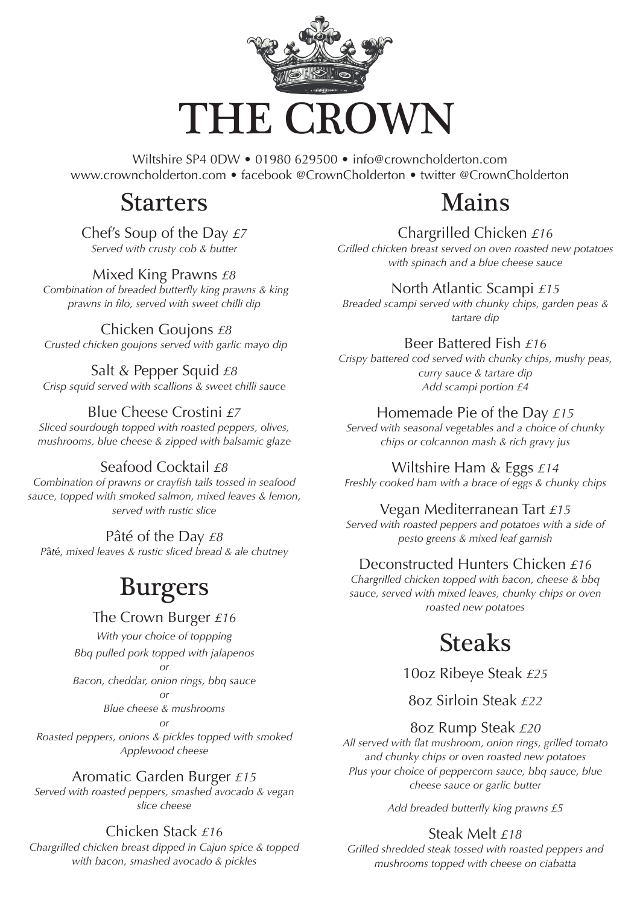# THE CROWN

Wiltshire SP4 0DW • 01980 629500 • info@crowncholderton.com
www.crowncholderton.com • facebook @CrownCholderton • twitter @CrownCholderton

## Starters

Chef's Soup of the Day *£7*
*Served with crusty cob & butter*

Mixed King Prawns *£8*
*Combination of breaded butterfly king prawns & king prawns in filo, served with sweet chilli dip*

Chicken Goujons *£8*
*Crusted chicken goujons served with garlic mayo dip*

Salt & Pepper Squid *£8*
*Crisp squid served with scallions & sweet chilli sauce*

Blue Cheese Crostini *£7*
*Sliced sourdough topped with roasted peppers, olives, mushrooms, blue cheese & zipped with balsamic glaze*

Seafood Cocktail *£8*
*Combination of prawns or crayfish tails tossed in seafood sauce, topped with smoked salmon, mixed leaves & lemon, served with rustic slice*

Pâté of the Day *£8*
*Pâté, mixed leaves & rustic sliced bread & ale chutney*

## Burgers

The Crown Burger *£16*
*With your choice of toppping*
*Bbq pulled pork topped with jalapenos*
*or*
*Bacon, cheddar, onion rings, bbq sauce*
*or*
*Blue cheese & mushrooms*
*or*
*Roasted peppers, onions & pickles topped with smoked Applewood cheese*

Aromatic Garden Burger *£15*
*Served with roasted peppers, smashed avocado & vegan slice cheese*

Chicken Stack *£16*
*Chargrilled chicken breast dipped in Cajun spice & topped with bacon, smashed avocado & pickles*

## Mains

Chargrilled Chicken *£16*
*Grilled chicken breast served on oven roasted new potatoes with spinach and a blue cheese sauce*

North Atlantic Scampi *£15*
*Breaded scampi served with chunky chips, garden peas & tartare dip*

Beer Battered Fish *£16*
*Crispy battered cod served with chunky chips, mushy peas, curry sauce & tartare dip*
*Add scampi portion £4*

Homemade Pie of the Day *£15*
*Served with seasonal vegetables and a choice of chunky chips or colcannon mash & rich gravy jus*

Wiltshire Ham & Eggs *£14*
*Freshly cooked ham with a brace of eggs & chunky chips*

Vegan Mediterranean Tart *£15*
*Served with roasted peppers and potatoes with a side of pesto greens & mixed leaf garnish*

Deconstructed Hunters Chicken *£16*
*Chargrilled chicken topped with bacon, cheese & bbq sauce, served with mixed leaves, chunky chips or oven roasted new potatoes*

## Steaks

10oz Ribeye Steak *£25*

8oz Sirloin Steak *£22*

8oz Rump Steak *£20*
*All served with flat mushroom, onion rings, grilled tomato and chunky chips or oven roasted new potatoes*
*Plus your choice of peppercorn sauce, bbq sauce, blue cheese sauce or garlic butter*

*Add breaded butterfly king prawns £5*

Steak Melt *£18*
*Grilled shredded steak tossed with roasted peppers and mushrooms topped with cheese on ciabatta*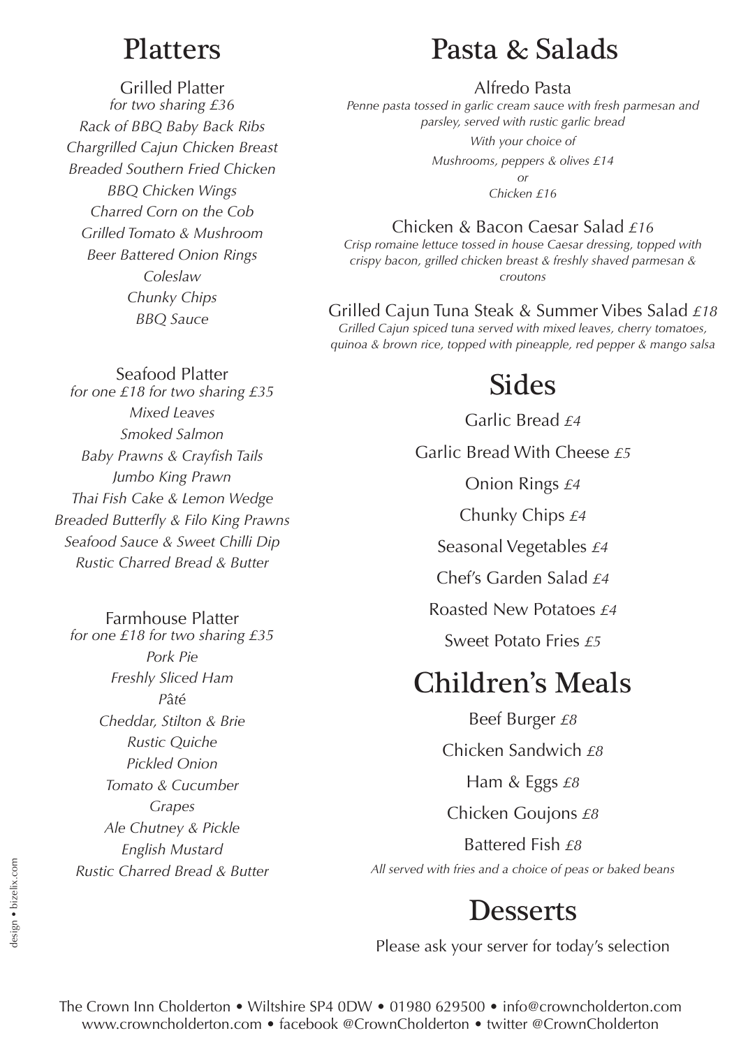## Platters

### Grilled Platter

*for two sharing £36*

*Rack of BBQ Baby Back Ribs*
*Chargrilled Cajun Chicken Breast*
*Breaded Southern Fried Chicken*
*BBQ Chicken Wings*
*Charred Corn on the Cob*
*Grilled Tomato & Mushroom*
*Beer Battered Onion Rings*
*Coleslaw*
*Chunky Chips*
*BBQ Sauce*

### Seafood Platter

*for one £18 for two sharing £35*

*Mixed Leaves*
*Smoked Salmon*
*Baby Prawns & Crayfish Tails*
*Jumbo King Prawn*
*Thai Fish Cake & Lemon Wedge*
*Breaded Butterfly & Filo King Prawns*
*Seafood Sauce & Sweet Chilli Dip*
*Rustic Charred Bread & Butter*

### Farmhouse Platter

*for one £18 for two sharing £35*

*Pork Pie*
*Freshly Sliced Ham*
*Pâté*
*Cheddar, Stilton & Brie*
*Rustic Quiche*
*Pickled Onion*
*Tomato & Cucumber*
*Grapes*
*Ale Chutney & Pickle*
*English Mustard*
*Rustic Charred Bread & Butter*

## Pasta & Salads

### Alfredo Pasta

*Penne pasta tossed in garlic cream sauce with fresh parmesan and parsley, served with rustic garlic bread*

*With your choice of*
*Mushrooms, peppers & olives £14*
*or*
*Chicken £16*

### Chicken & Bacon Caesar Salad *£16*

*Crisp romaine lettuce tossed in house Caesar dressing, topped with crispy bacon, grilled chicken breast & freshly shaved parmesan & croutons*

### Grilled Cajun Tuna Steak & Summer Vibes Salad *£18*

*Grilled Cajun spiced tuna served with mixed leaves, cherry tomatoes, quinoa & brown rice, topped with pineapple, red pepper & mango salsa*

## Sides

Garlic Bread *£4*
Garlic Bread With Cheese *£5*
Onion Rings *£4*
Chunky Chips *£4*
Seasonal Vegetables *£4*
Chef's Garden Salad *£4*
Roasted New Potatoes *£4*
Sweet Potato Fries *£5*

## Children's Meals

Beef Burger *£8*
Chicken Sandwich *£8*
Ham & Eggs *£8*
Chicken Goujons *£8*
Battered Fish *£8*

*All served with fries and a choice of peas or baked beans*

## Desserts

Please ask your server for today's selection

design • bizelix.com

The Crown Inn Cholderton • Wiltshire SP4 0DW • 01980 629500 • info@crowncholderton.com
www.crowncholderton.com • facebook @CrownCholderton • twitter @CrownCholderton